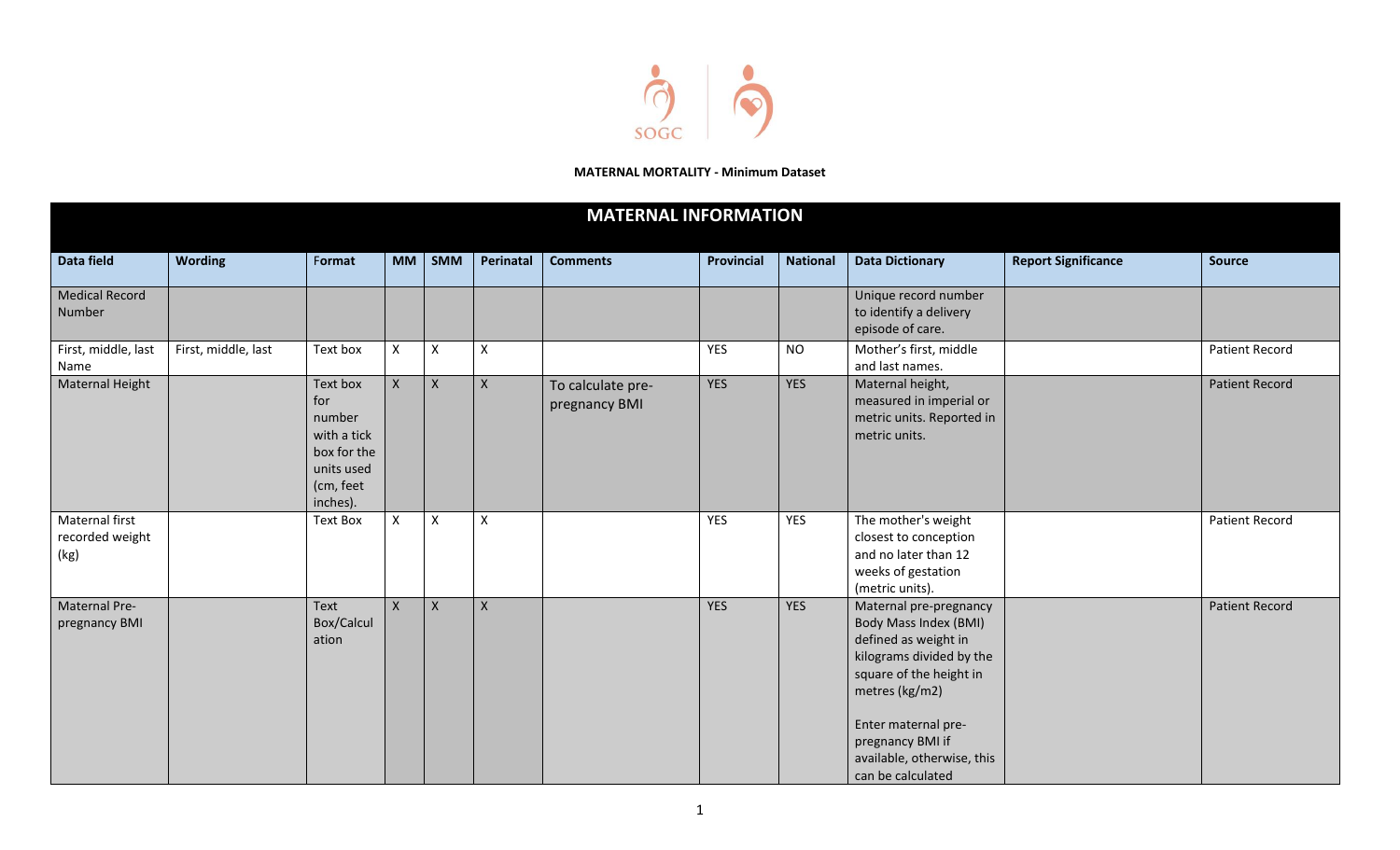**MATERNAL MORTALITY - Minimum Dataset**

## MATERNAL INFORMATION

| Data field | Wording | Format | MM | SMM | Perinatal | Comments | Provincial | National | Data Dictionary | Report Significance | Source |
|---|---|---|---|---|---|---|---|---|---|---|---|
| Medical Record Number | | | | | | | | | Unique record number to identify a delivery episode of care. | | |
| First, middle, last Name | First, middle, last | Text box | X | X | X | | YES | NO | Mother's first, middle and last names. | | Patient Record |
| Maternal Height | | Text box for number with a tick box for the units used (cm, feet inches). | X | X | X | To calculate pre-pregnancy BMI | YES | YES | Maternal height, measured in imperial or metric units. Reported in metric units. | | Patient Record |
| Maternal first recorded weight (kg) | | Text Box | X | X | X | | YES | YES | The mother's weight closest to conception and no later than 12 weeks of gestation (metric units). | | Patient Record |
| Maternal Pre-pregnancy BMI | | Text Box/Calculation | X | X | X | | YES | YES | Maternal pre-pregnancy Body Mass Index (BMI) defined as weight in kilograms divided by the square of the height in metres (kg/m2)<br><br>Enter maternal pre-pregnancy BMI if available, otherwise, this can be calculated | | Patient Record |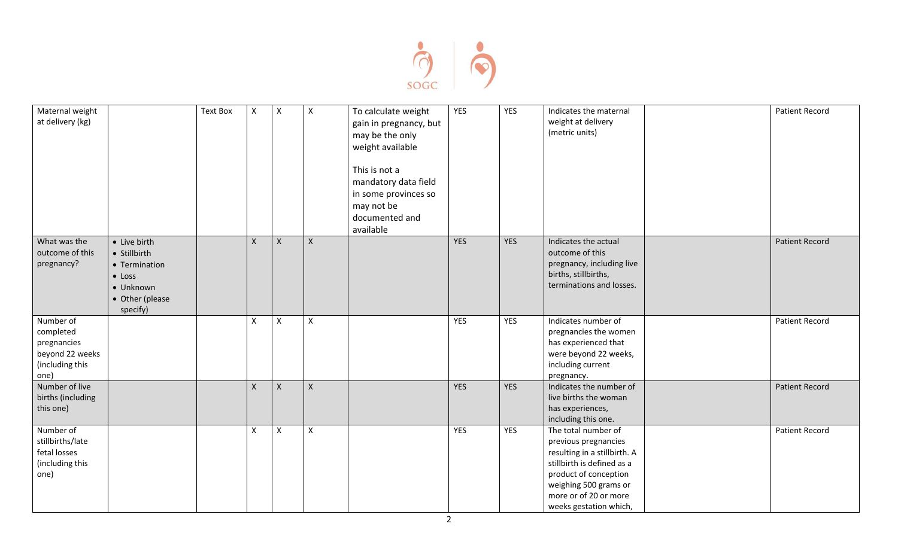| | | | | | | | | | | | |
|---|---|---|---|---|---|---|---|---|---|---|---|
| Maternal weight at delivery (kg) | | Text Box | X | X | X | To calculate weight gain in pregnancy, but may be the only weight available<br><br>This is not a mandatory data field in some provinces so may not be documented and available | YES | YES | Indicates the maternal weight at delivery (metric units) | | Patient Record |
| What was the outcome of this pregnancy? | • Live birth<br>• Stillbirth<br>• Termination<br>• Loss<br>• Unknown<br>• Other (please specify) | | X | X | X | | YES | YES | Indicates the actual outcome of this pregnancy, including live births, stillbirths, terminations and losses. | | Patient Record |
| Number of completed pregnancies beyond 22 weeks (including this one) | | | X | X | X | | YES | YES | Indicates number of pregnancies the women has experienced that were beyond 22 weeks, including current pregnancy. | | Patient Record |
| Number of live births (including this one) | | | X | X | X | | YES | YES | Indicates the number of live births the woman has experiences, including this one. | | Patient Record |
| Number of stillbirths/late fetal losses (including this one) | | | X | X | X | | YES | YES | The total number of previous pregnancies resulting in a stillbirth. A stillbirth is defined as a product of conception weighing 500 grams or more or of 20 or more weeks gestation which, | | Patient Record |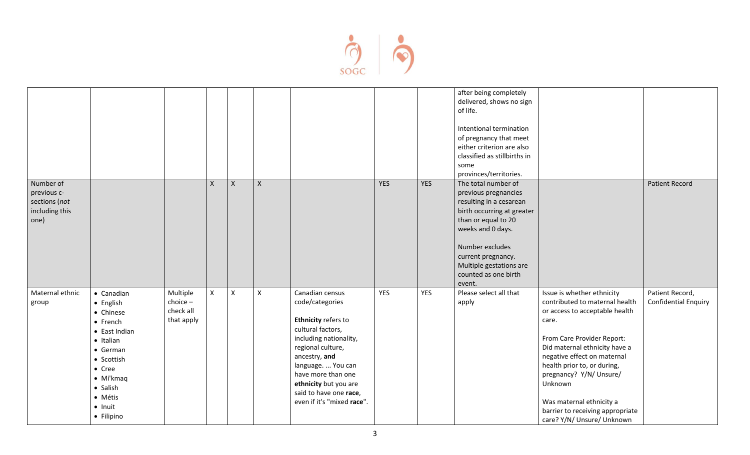| | | | | | | | | | | | |
|---|---|---|---|---|---|---|---|---|---|---|---|
| | | | | | | | | | after being completely delivered, shows no sign of life.<br><br>Intentional termination of pregnancy that meet either criterion are also classified as stillbirths in some provinces/territories. | | |
| Number of previous c-sections (*not* including this one) | | | X | X | X | | YES | YES | The total number of previous pregnancies resulting in a cesarean birth occurring at greater than or equal to 20 weeks and 0 days.<br><br>Number excludes current pregnancy. Multiple gestations are counted as one birth event. | | Patient Record |
| Maternal ethnic group | • Canadian<br>• English<br>• Chinese<br>• French<br>• East Indian<br>• Italian<br>• German<br>• Scottish<br>• Cree<br>• Mi'kmaq<br>• Salish<br>• Métis<br>• Inuit<br>• Filipino | Multiple choice – check all that apply | X | X | X | Canadian census code/categories<br><br>**Ethnicity** refers to cultural factors, including nationality, regional culture, ancestry, **and** language. ... You can have more than one **ethnicity** but you are said to have one **race**, even if it's "mixed **race**". | YES | YES | Please select all that apply | Issue is whether ethnicity contributed to maternal health or access to acceptable health care.<br><br>From Care Provider Report: Did maternal ethnicity have a negative effect on maternal health prior to, or during, pregnancy? Y/N/ Unsure/ Unknown<br><br>Was maternal ethnicity a barrier to receiving appropriate care? Y/N/ Unsure/ Unknown | Patient Record, Confidential Enquiry |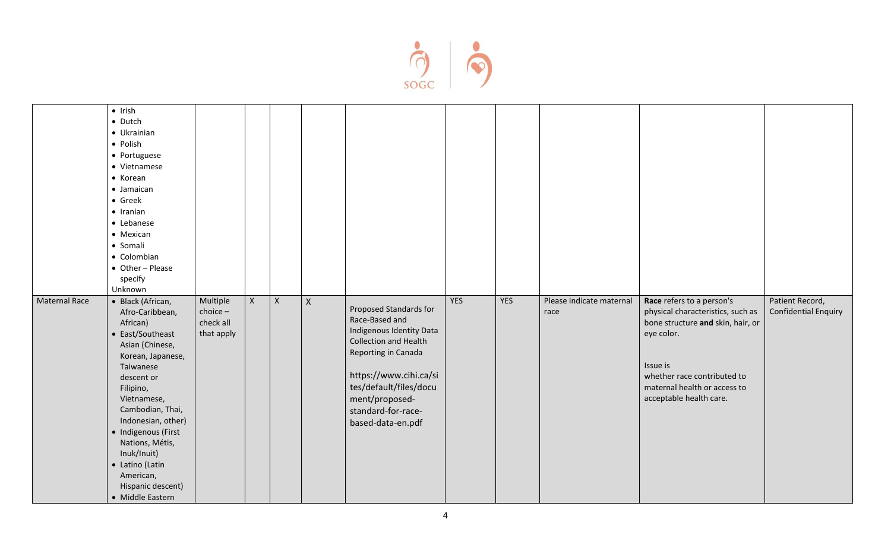| | | | | | | | | | | |
|---|---|---|---|---|---|---|---|---|---|---|
| | • Irish<br>• Dutch<br>• Ukrainian<br>• Polish<br>• Portuguese<br>• Vietnamese<br>• Korean<br>• Jamaican<br>• Greek<br>• Iranian<br>• Lebanese<br>• Mexican<br>• Somali<br>• Colombian<br>• Other – Please specify<br>Unknown | | | | | | | | | | |
| Maternal Race | • Black (African, Afro-Caribbean, African)<br>• East/Southeast Asian (Chinese, Korean, Japanese, Taiwanese descent or Filipino, Vietnamese, Cambodian, Thai, Indonesian, other)<br>• Indigenous (First Nations, Métis, Inuk/Inuit)<br>• Latino (Latin American, Hispanic descent)<br>• Middle Eastern | Multiple choice – check all that apply | X | X | X | Proposed Standards for Race-Based and Indigenous Identity Data Collection and Health Reporting in Canada<br><br>https://www.cihi.ca/sites/default/files/document/proposed-standard-for-race-based-data-en.pdf | YES | YES | Please indicate maternal race | **Race** refers to a person's physical characteristics, such as bone structure **and** skin, hair, or eye color.<br><br>Issue is whether race contributed to maternal health or access to acceptable health care. | Patient Record, Confidential Enquiry |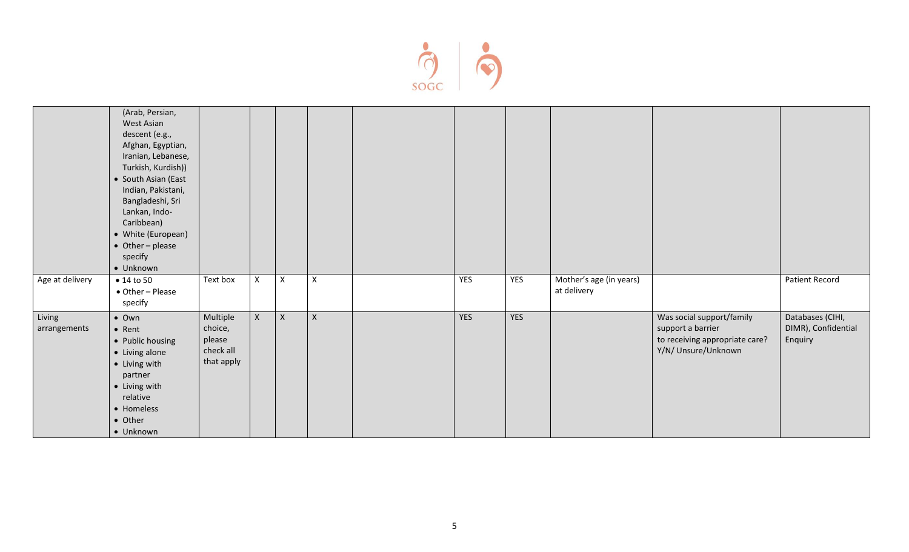| | | | | | | | | | | | |
|---|---|---|---|---|---|---|---|---|---|---|---|
| | (Arab, Persian, West Asian descent (e.g., Afghan, Egyptian, Iranian, Lebanese, Turkish, Kurdish))<br>• South Asian (East Indian, Pakistani, Bangladeshi, Sri Lankan, Indo-Caribbean)<br>• White (European)<br>• Other – please specify<br>• Unknown | | | | | | | | | | |
| Age at delivery | • 14 to 50<br>• Other – Please specify | Text box | X | X | X | | YES | YES | Mother's age (in years) at delivery | | Patient Record |
| Living arrangements | • Own<br>• Rent<br>• Public housing<br>• Living alone<br>• Living with partner<br>• Living with relative<br>• Homeless<br>• Other<br>• Unknown | Multiple choice, please check all that apply | X | X | X | | YES | YES | | Was social support/family support a barrier to receiving appropriate care? Y/N/ Unsure/Unknown | Databases (CIHI, DIMR), Confidential Enquiry |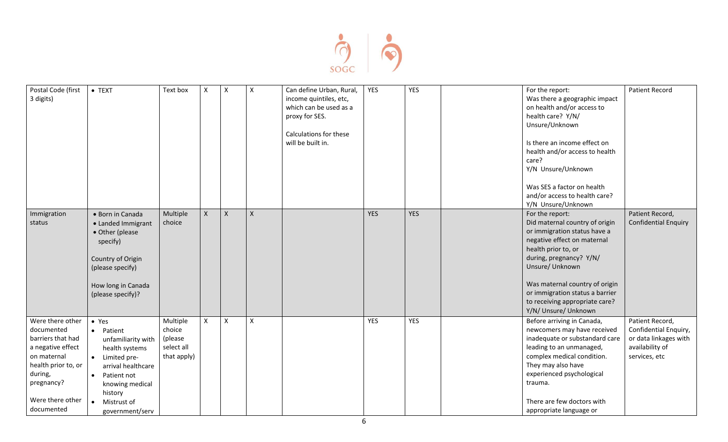| Postal Code (first 3 digits) | • TEXT | Text box | X | X | X | Can define Urban, Rural, income quintiles, etc, which can be used as a proxy for SES.<br><br>Calculations for these will be built in. | YES | YES | | For the report:<br>Was there a geographic impact on health and/or access to health care? Y/N/ Unsure/Unknown<br><br>Is there an income effect on health and/or access to health care?<br>Y/N Unsure/Unknown<br><br>Was SES a factor on health and/or access to health care?<br>Y/N Unsure/Unknown | Patient Record |
|---|---|---|---|---|---|---|---|---|---|---|---|
| Immigration status | • Born in Canada<br>• Landed Immigrant<br>• Other (please specify)<br><br>Country of Origin (please specify)<br><br>How long in Canada (please specify)? | Multiple choice | X | X | X | | YES | YES | | For the report:<br>Did maternal country of origin or immigration status have a negative effect on maternal health prior to, or during, pregnancy? Y/N/ Unsure/ Unknown<br><br>Was maternal country of origin or immigration status a barrier to receiving appropriate care?<br>Y/N/ Unsure/ Unknown | Patient Record, Confidential Enquiry |
| Were there other documented barriers that had a negative effect on maternal health prior to, or during, pregnancy?<br><br>Were there other documented | • Yes<br>• Patient unfamiliarity with health systems<br>• Limited pre-arrival healthcare<br>• Patient not knowing medical history<br>• Mistrust of government/serv | Multiple choice (please select all that apply) | X | X | X | | YES | YES | | Before arriving in Canada, newcomers may have received inadequate or substandard care leading to an unmanaged, complex medical condition. They may also have experienced psychological trauma.<br><br>There are few doctors with appropriate language or | Patient Record, Confidential Enquiry, or data linkages with availability of services, etc |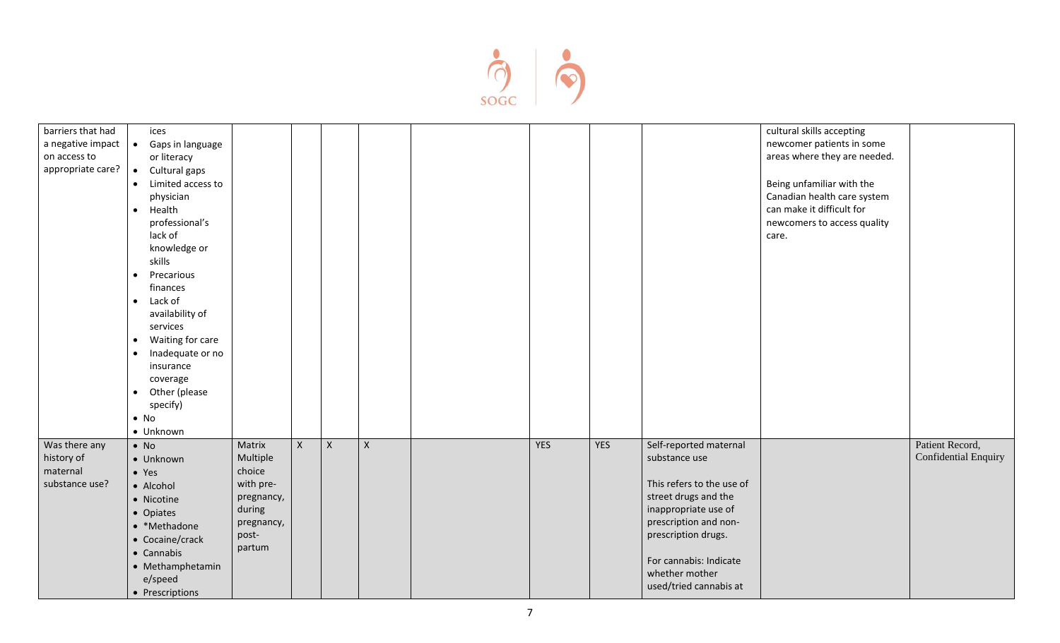| | | | | | | | | | | | |
|---|---|---|---|---|---|---|---|---|---|---|---|
| barriers that had a negative impact on access to appropriate care? | ices<br>• Gaps in language or literacy<br>• Cultural gaps<br>• Limited access to physician<br>• Health professional's lack of knowledge or skills<br>• Precarious finances<br>• Lack of availability of services<br>• Waiting for care<br>• Inadequate or no insurance coverage<br>• Other (please specify)<br>• No<br>• Unknown | | | | | | | | | cultural skills accepting newcomer patients in some areas where they are needed.<br><br>Being unfamiliar with the Canadian health care system can make it difficult for newcomers to access quality care. | |
| Was there any history of maternal substance use? | • No<br>• Unknown<br>• Yes<br>• Alcohol<br>• Nicotine<br>• Opiates<br>• *Methadone<br>• Cocaine/crack<br>• Cannabis<br>• Methamphetamine/speed<br>• Prescriptions | Matrix Multiple choice with pre-pregnancy, during pregnancy, post-partum | X | X | X | | YES | YES | Self-reported maternal substance use<br><br>This refers to the use of street drugs and the inappropriate use of prescription and non-prescription drugs.<br><br>For cannabis: Indicate whether mother used/tried cannabis at | | Patient Record, Confidential Enquiry |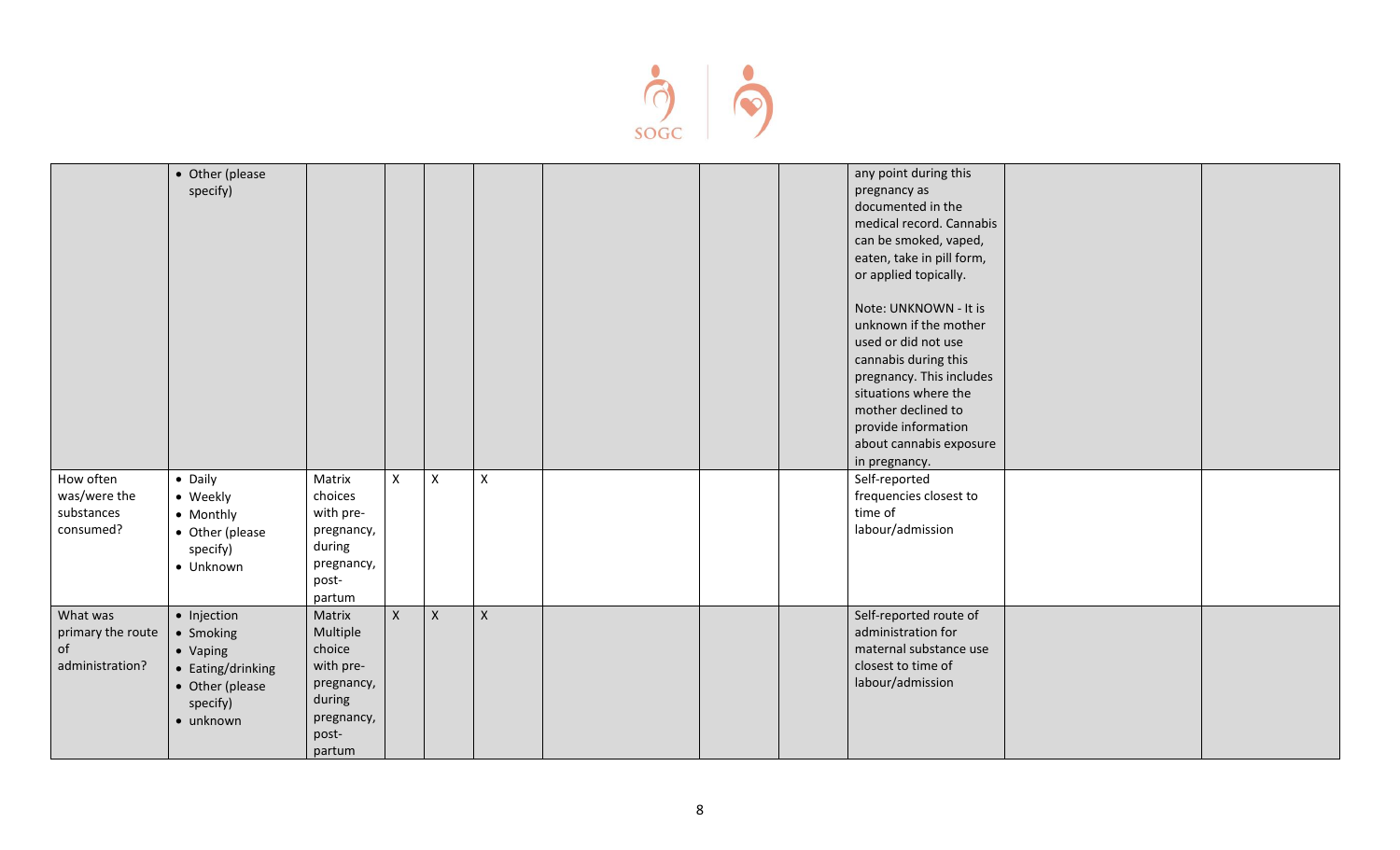|  |  |  |  |  |  |  |  |  |  |  |  |
|---|---|---|---|---|---|---|---|---|---|---|---|
|  | • Other (please specify) |  |  |  |  |  |  |  | any point during this pregnancy as documented in the medical record. Cannabis can be smoked, vaped, eaten, take in pill form, or applied topically.<br><br>Note: UNKNOWN - It is unknown if the mother used or did not use cannabis during this pregnancy. This includes situations where the mother declined to provide information about cannabis exposure in pregnancy. |  |  |
| How often was/were the substances consumed? | • Daily<br>• Weekly<br>• Monthly<br>• Other (please specify)<br>• Unknown | Matrix choices with pre-pregnancy, during pregnancy, post-partum | X | X | X |  |  |  | Self-reported frequencies closest to time of labour/admission |  |  |
| What was primary the route of administration? | • Injection<br>• Smoking<br>• Vaping<br>• Eating/drinking<br>• Other (please specify)<br>• unknown | Matrix Multiple choice with pre-pregnancy, during pregnancy, post-partum | X | X | X |  |  |  | Self-reported route of administration for maternal substance use closest to time of labour/admission |  |  |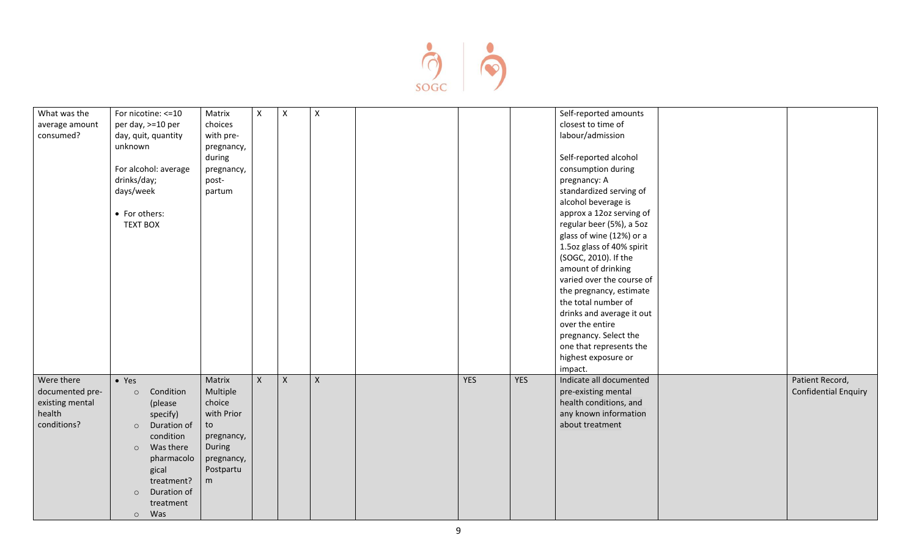| | | | | | | | | | | | |
|---|---|---|---|---|---|---|---|---|---|---|---|
| What was the average amount consumed? | For nicotine: <=10 per day, >=10 per day, quit, quantity unknown<br><br>For alcohol: average drinks/day; days/week<br><br>• For others: TEXT BOX | Matrix choices with pre-pregnancy, during pregnancy, post-partum | X | X | X | | | | Self-reported amounts closest to time of labour/admission<br><br>Self-reported alcohol consumption during pregnancy: A standardized serving of alcohol beverage is approx a 12oz serving of regular beer (5%), a 5oz glass of wine (12%) or a 1.5oz glass of 40% spirit (SOGC, 2010). If the amount of drinking varied over the course of the pregnancy, estimate the total number of drinks and average it out over the entire pregnancy. Select the one that represents the highest exposure or impact. | | |
| Were there documented pre-existing mental health conditions? | • Yes<br>○ Condition (please specify)<br>○ Duration of condition<br>○ Was there pharmacological treatment?<br>○ Duration of treatment<br>○ Was | Matrix Multiple choice with Prior to pregnancy, During pregnancy, Postpartum | X | X | X | | YES | YES | Indicate all documented pre-existing mental health conditions, and any known information about treatment | | Patient Record, Confidential Enquiry |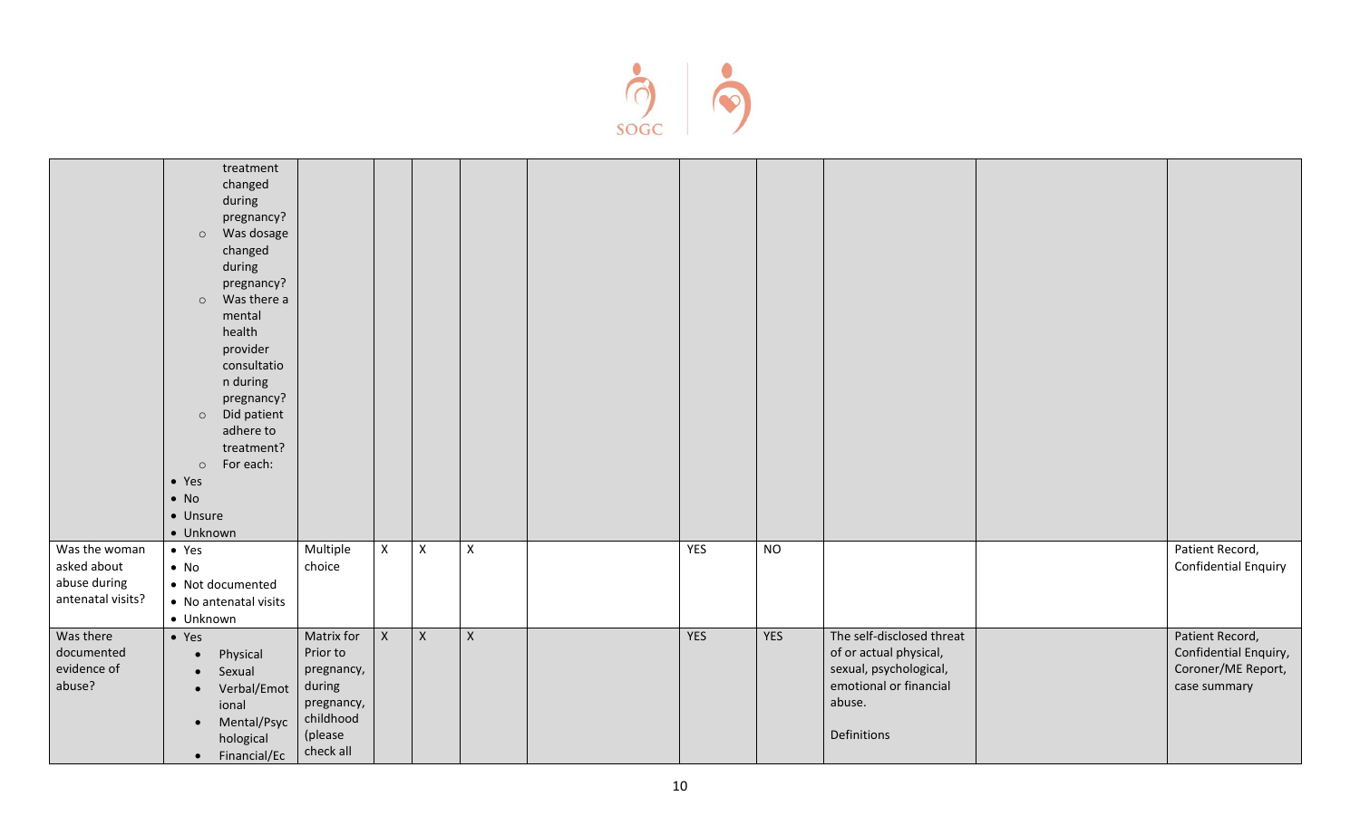| | | | | | | | | | | | |
|---|---|---|---|---|---|---|---|---|---|---|---|
| | treatment changed during pregnancy?<br>○ Was dosage changed during pregnancy?<br>○ Was there a mental health provider consultation during pregnancy?<br>○ Did patient adhere to treatment?<br>○ For each:<br>• Yes<br>• No<br>• Unsure<br>• Unknown | | | | | | | | | | |
| Was the woman asked about abuse during antenatal visits? | • Yes<br>• No<br>• Not documented<br>• No antenatal visits<br>• Unknown | Multiple choice | X | X | X | | YES | NO | | | Patient Record, Confidential Enquiry |
| Was there documented evidence of abuse? | • Yes<br>• Physical<br>• Sexual<br>• Verbal/Emotional<br>• Mental/Psychological<br>• Financial/Ec | Matrix for Prior to pregnancy, during pregnancy, childhood (please check all | X | X | X | | YES | YES | The self-disclosed threat of or actual physical, sexual, psychological, emotional or financial abuse.<br><br>Definitions | | Patient Record, Confidential Enquiry, Coroner/ME Report, case summary |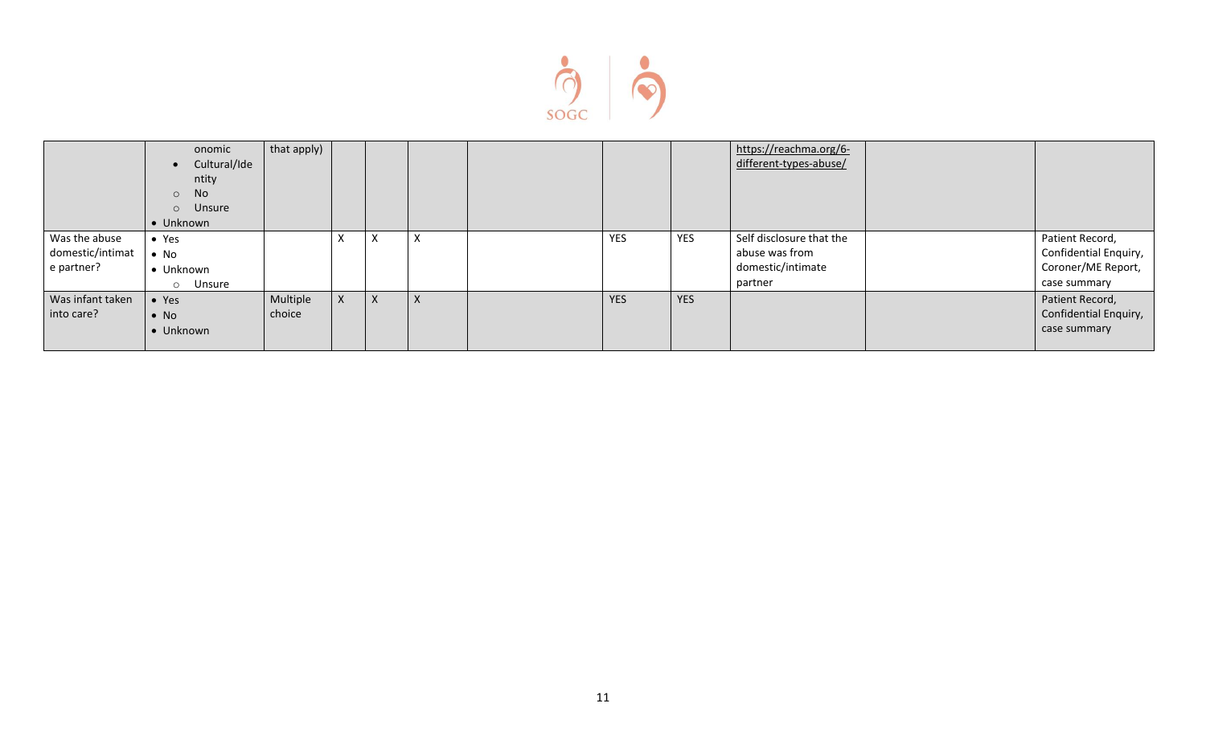|  |  |  |  |  |  |  |  |  |  |  |  |
|---|---|---|---|---|---|---|---|---|---|---|---|
|  | onomic<br>• Cultural/Identity<br>○ No<br>○ Unsure<br>• Unknown | that apply) |  |  |  |  |  |  | https://reachma.org/6-different-types-abuse/ |  |  |
| Was the abuse domestic/intimate partner? | • Yes<br>• No<br>• Unknown<br>○ Unsure |  | X | X | X |  | YES | YES | Self disclosure that the abuse was from domestic/intimate partner |  | Patient Record, Confidential Enquiry, Coroner/ME Report, case summary |
| Was infant taken into care? | • Yes<br>• No<br>• Unknown | Multiple choice | X | X | X |  | YES | YES |  |  | Patient Record, Confidential Enquiry, case summary |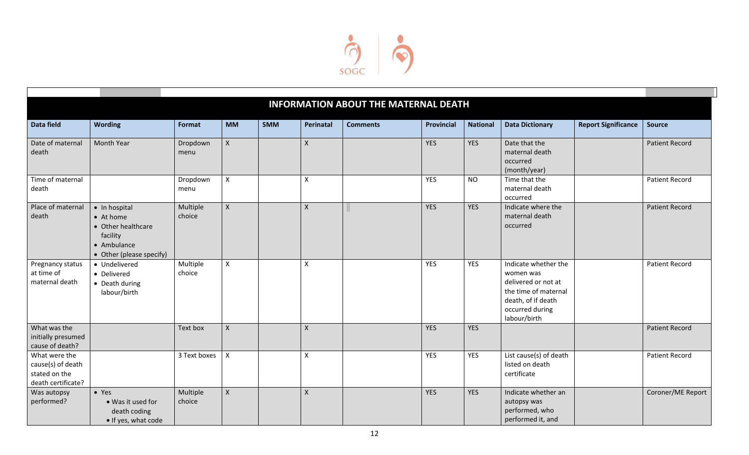| Data field | Wording | Format | MM | SMM | Perinatal | Comments | Provincial | National | Data Dictionary | Report Significance | Source |
|---|---|---|---|---|---|---|---|---|---|---|---|
| **INFORMATION ABOUT THE MATERNAL DEATH** | | | | | | | | | | | |
| Date of maternal death | Month Year | Dropdown menu | X | | X | | YES | YES | Date that the maternal death occurred (month/year) | | Patient Record |
| Time of maternal death | | Dropdown menu | X | | X | | YES | NO | Time that the maternal death occurred | | Patient Record |
| Place of maternal death | • In hospital<br>• At home<br>• Other healthcare facility<br>• Ambulance<br>• Other (please specify) | Multiple choice | X | | X | | YES | YES | Indicate where the maternal death occurred | | Patient Record |
| Pregnancy status at time of maternal death | • Undelivered<br>• Delivered<br>• Death during labour/birth | Multiple choice | X | | X | | YES | YES | Indicate whether the women was delivered or not at the time of maternal death, of if death occurred during labour/birth | | Patient Record |
| What was the initially presumed cause of death? | | Text box | X | | X | | YES | YES | | | Patient Record |
| What were the cause(s) of death stated on the death certificate? | | 3 Text boxes | X | | X | | YES | YES | List cause(s) of death listed on death certificate | | Patient Record |
| Was autopsy performed? | • Yes<br>• Was it used for death coding<br>• If yes, what code | Multiple choice | X | | X | | YES | YES | Indicate whether an autopsy was performed, who performed it, and | | Coroner/ME Report |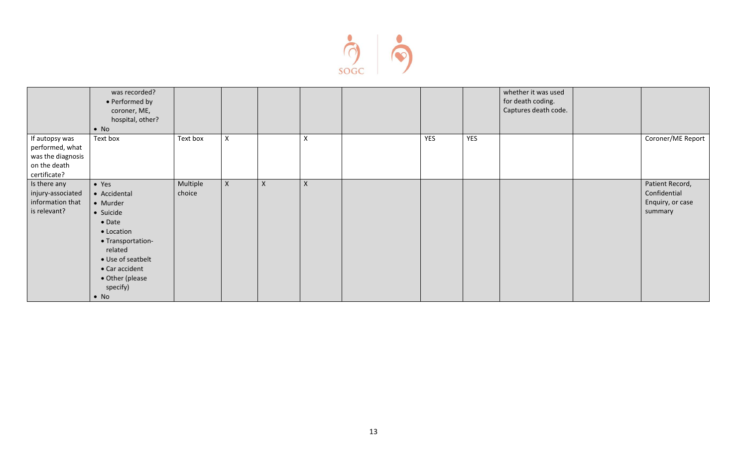| | | | | | | | | | | | |
|---|---|---|---|---|---|---|---|---|---|---|---|
| | was recorded?<br>• Performed by coroner, ME, hospital, other?<br>• No | | | | | | | | whether it was used for death coding. Captures death code. | | |
| If autopsy was performed, what was the diagnosis on the death certificate? | Text box | Text box | X | | X | | YES | YES | | | Coroner/ME Report |
| Is there any injury-associated information that is relevant? | • Yes<br>• Accidental<br>• Murder<br>• Suicide<br>• Date<br>• Location<br>• Transportation-related<br>• Use of seatbelt<br>• Car accident<br>• Other (please specify)<br>• No | Multiple choice | X | X | X | | | | | | Patient Record, Confidential Enquiry, or case summary |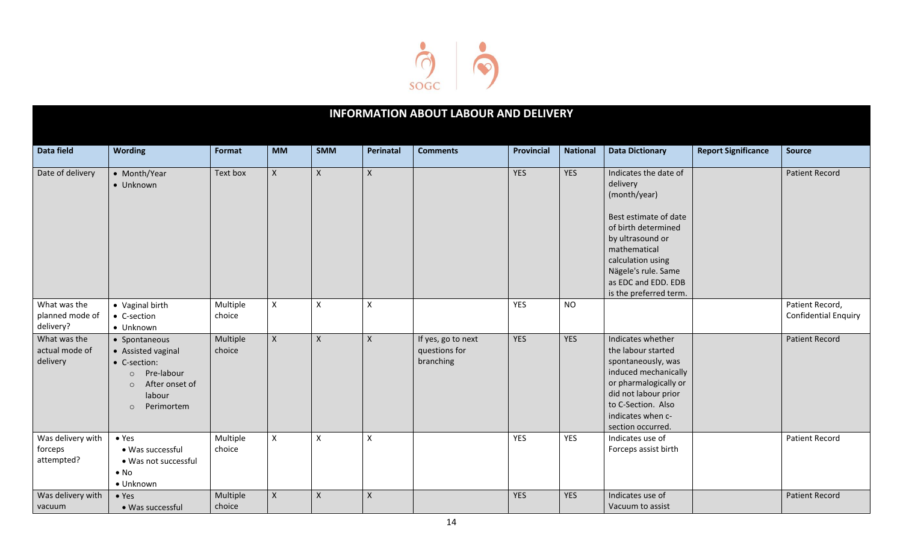| INFORMATION ABOUT LABOUR AND DELIVERY | | | | | | | | | | | |
|---|---|---|---|---|---|---|---|---|---|---|---|
| **Data field** | **Wording** | **Format** | **MM** | **SMM** | **Perinatal** | **Comments** | **Provincial** | **National** | **Data Dictionary** | **Report Significance** | **Source** |
| Date of delivery | • Month/Year<br>• Unknown | Text box | X | X | X | | YES | YES | Indicates the date of delivery (month/year)<br><br>Best estimate of date of birth determined by ultrasound or mathematical calculation using Nägele's rule. Same as EDC and EDD. EDB is the preferred term. | | Patient Record |
| What was the planned mode of delivery? | • Vaginal birth<br>• C-section<br>• Unknown | Multiple choice | X | X | X | | YES | NO | | | Patient Record, Confidential Enquiry |
| What was the actual mode of delivery | • Spontaneous<br>• Assisted vaginal<br>• C-section:<br>&nbsp;&nbsp;○ Pre-labour<br>&nbsp;&nbsp;○ After onset of labour<br>&nbsp;&nbsp;○ Perimortem | Multiple choice | X | X | X | If yes, go to next questions for branching | YES | YES | Indicates whether the labour started spontaneously, was induced mechanically or pharmalogically or did not labour prior to C-Section. Also indicates when c-section occurred. | | Patient Record |
| Was delivery with forceps attempted? | • Yes<br>&nbsp;&nbsp;• Was successful<br>&nbsp;&nbsp;• Was not successful<br>• No<br>• Unknown | Multiple choice | X | X | X | | YES | YES | Indicates use of Forceps assist birth | | Patient Record |
| Was delivery with vacuum | • Yes<br>&nbsp;&nbsp;• Was successful | Multiple choice | X | X | X | | YES | YES | Indicates use of Vacuum to assist | | Patient Record |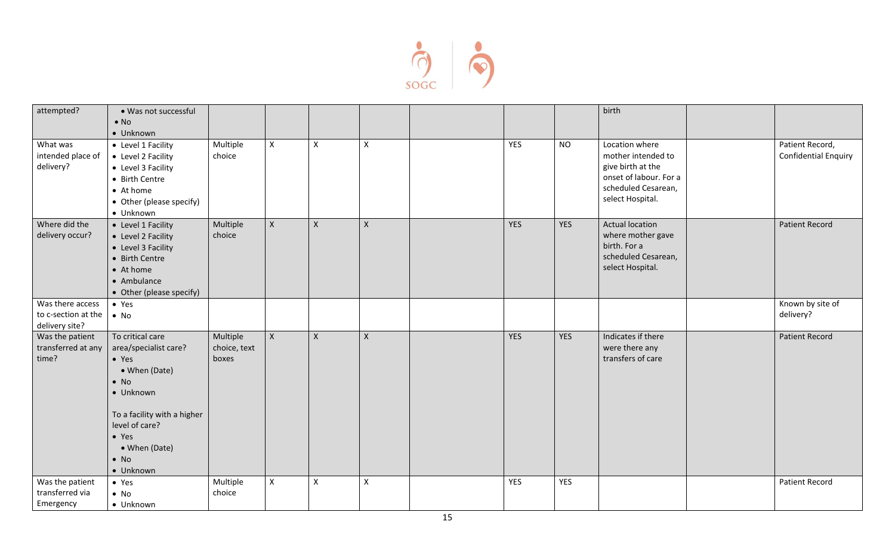| | | | | | | | | | | | |
|---|---|---|---|---|---|---|---|---|---|---|---|
| attempted? | • Was not successful<br>• No<br>• Unknown | | | | | | | | birth | | |
| What was intended place of delivery? | • Level 1 Facility<br>• Level 2 Facility<br>• Level 3 Facility<br>• Birth Centre<br>• At home<br>• Other (please specify)<br>• Unknown | Multiple choice | X | X | X | | YES | NO | Location where mother intended to give birth at the onset of labour. For a scheduled Cesarean, select Hospital. | | Patient Record, Confidential Enquiry |
| Where did the delivery occur? | • Level 1 Facility<br>• Level 2 Facility<br>• Level 3 Facility<br>• Birth Centre<br>• At home<br>• Ambulance<br>• Other (please specify) | Multiple choice | X | X | X | | YES | YES | Actual location where mother gave birth. For a scheduled Cesarean, select Hospital. | | Patient Record |
| Was there access to c-section at the delivery site? | • Yes<br>• No | | | | | | | | | | Known by site of delivery? |
| Was the patient transferred at any time? | To critical care area/specialist care?<br>• Yes<br>  • When (Date)<br>• No<br>• Unknown<br><br>To a facility with a higher level of care?<br>• Yes<br>  • When (Date)<br>• No<br>• Unknown | Multiple choice, text boxes | X | X | X | | YES | YES | Indicates if there were there any transfers of care | | Patient Record |
| Was the patient transferred via Emergency | • Yes<br>• No<br>• Unknown | Multiple choice | X | X | X | | YES | YES | | | Patient Record |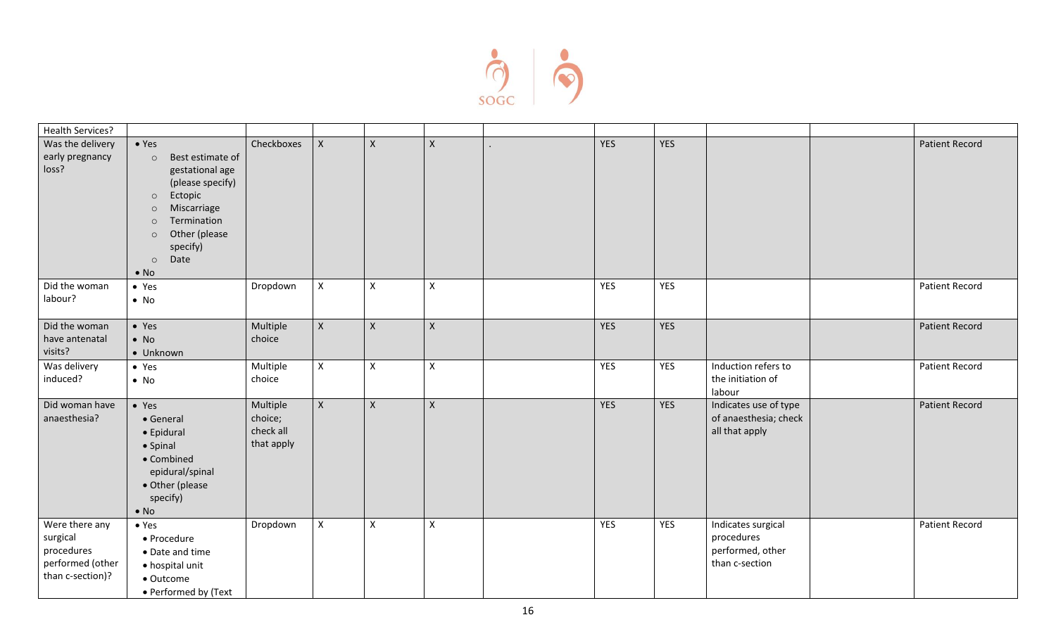| | | | | | | | | | | | |
|---|---|---|---|---|---|---|---|---|---|---|---|
| Health Services? | | | | | | | | | | | |
| Was the delivery early pregnancy loss? | • Yes<br>○ Best estimate of gestational age (please specify)<br>○ Ectopic<br>○ Miscarriage<br>○ Termination<br>○ Other (please specify)<br>○ Date<br>• No | Checkboxes | X | X | X | . | YES | YES | | | Patient Record |
| Did the woman labour? | • Yes<br>• No | Dropdown | X | X | X | | YES | YES | | | Patient Record |
| Did the woman have antenatal visits? | • Yes<br>• No<br>• Unknown | Multiple choice | X | X | X | | YES | YES | | | Patient Record |
| Was delivery induced? | • Yes<br>• No | Multiple choice | X | X | X | | YES | YES | Induction refers to the initiation of labour | | Patient Record |
| Did woman have anaesthesia? | • Yes<br>• General<br>• Epidural<br>• Spinal<br>• Combined epidural/spinal<br>• Other (please specify)<br>• No | Multiple choice; check all that apply | X | X | X | | YES | YES | Indicates use of type of anaesthesia; check all that apply | | Patient Record |
| Were there any surgical procedures performed (other than c-section)? | • Yes<br>• Procedure<br>• Date and time<br>• hospital unit<br>• Outcome<br>• Performed by (Text | Dropdown | X | X | X | | YES | YES | Indicates surgical procedures performed, other than c-section | | Patient Record |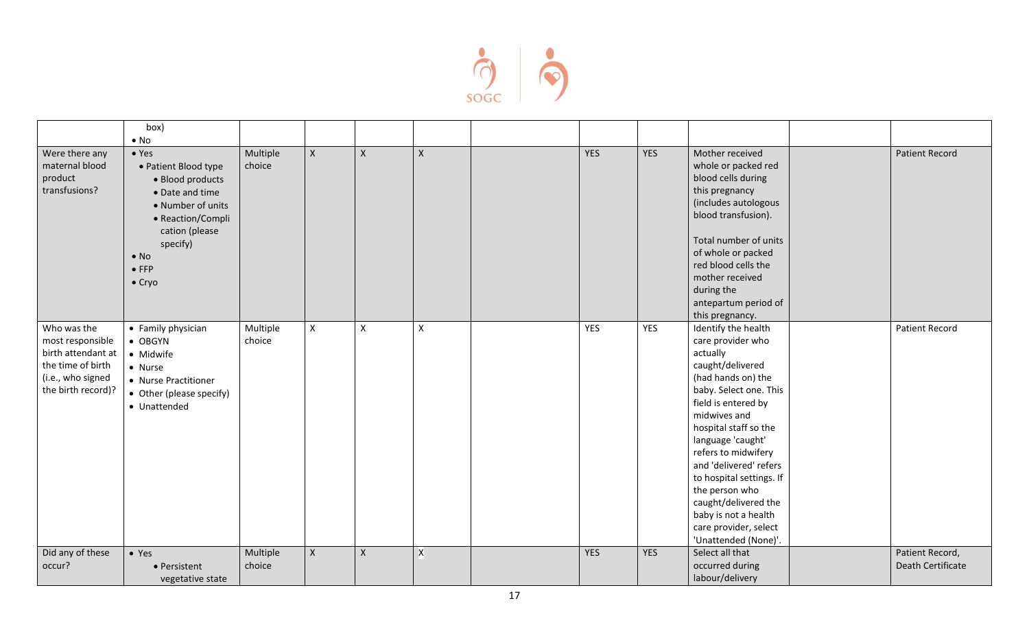| | | | | | | | | | | | |
|---|---|---|---|---|---|---|---|---|---|---|---|
| | box)<br>• No | | | | | | | | | | |
| Were there any maternal blood product transfusions? | • Yes<br>• Patient Blood type<br>• Blood products<br>• Date and time<br>• Number of units<br>• Reaction/Complication (please specify)<br>• No<br>• FFP<br>• Cryo | Multiple choice | X | X | X | | YES | YES | Mother received whole or packed red blood cells during this pregnancy (includes autologous blood transfusion).<br><br>Total number of units of whole or packed red blood cells the mother received during the antepartum period of this pregnancy. | | Patient Record |
| Who was the most responsible birth attendant at the time of birth (i.e., who signed the birth record)? | • Family physician<br>• OBGYN<br>• Midwife<br>• Nurse<br>• Nurse Practitioner<br>• Other (please specify)<br>• Unattended | Multiple choice | X | X | X | | YES | YES | Identify the health care provider who actually caught/delivered (had hands on) the baby. Select one. This field is entered by midwives and hospital staff so the language 'caught' refers to midwifery and 'delivered' refers to hospital settings. If the person who caught/delivered the baby is not a health care provider, select 'Unattended (None)'. | | Patient Record |
| Did any of these occur? | • Yes<br>• Persistent vegetative state | Multiple choice | X | X | X | | YES | YES | Select all that occurred during labour/delivery | | Patient Record, Death Certificate |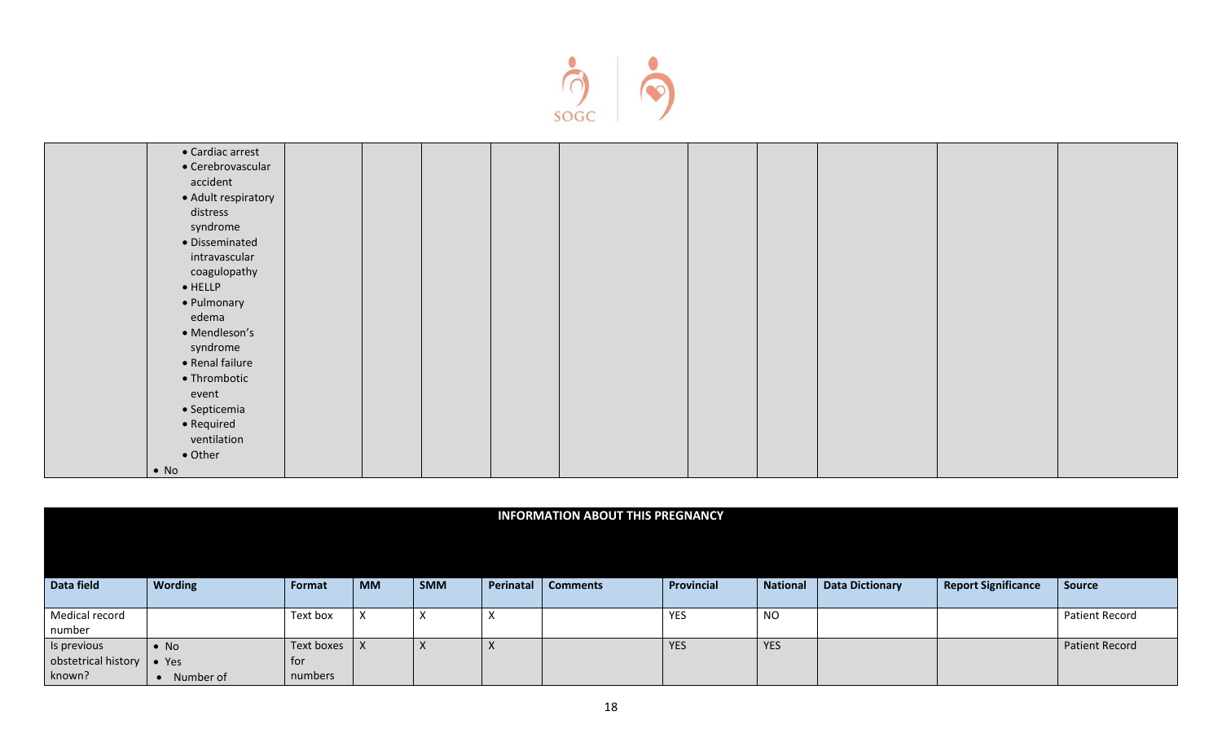| | • Cardiac arrest<br>• Cerebrovascular accident<br>• Adult respiratory distress syndrome<br>• Disseminated intravascular coagulopathy<br>• HELLP<br>• Pulmonary edema<br>• Mendleson's syndrome<br>• Renal failure<br>• Thrombotic event<br>• Septicemia<br>• Required ventilation<br>• Other<br>• No | | | | | | | | | | |
|---|---|---|---|---|---|---|---|---|---|---|---|

| INFORMATION ABOUT THIS PREGNANCY | | | | | | | | | | | |
|---|---|---|---|---|---|---|---|---|---|---|---|
| **Data field** | **Wording** | **Format** | **MM** | **SMM** | **Perinatal** | **Comments** | **Provincial** | **National** | **Data Dictionary** | **Report Significance** | **Source** |
| Medical record number | | Text box | X | X | X | | YES | NO | | | Patient Record |
| Is previous obstetrical history known? | • No<br>• Yes<br>• Number of | Text boxes for numbers | X | X | X | | YES | YES | | | Patient Record |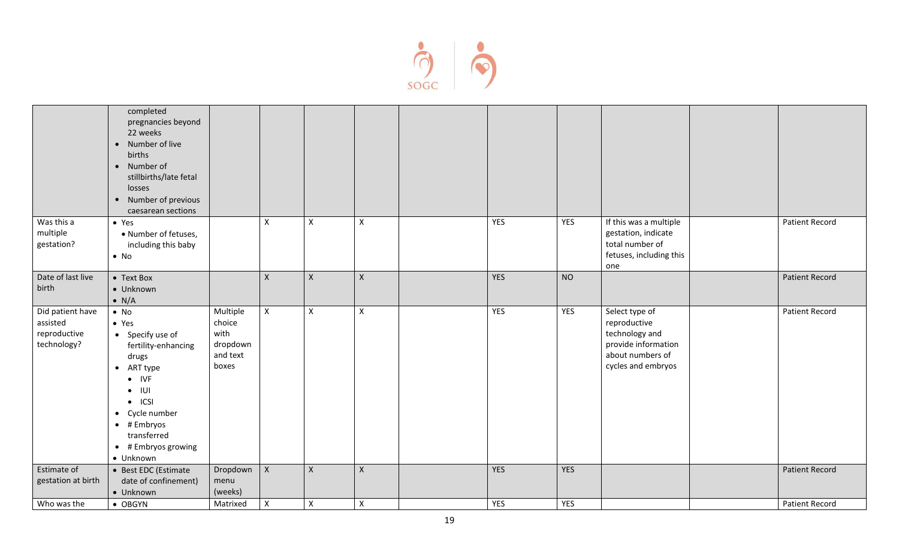| | | | | | | | | | | | |
|---|---|---|---|---|---|---|---|---|---|---|---|
| | completed pregnancies beyond 22 weeks<br>• Number of live births<br>• Number of stillbirths/late fetal losses<br>• Number of previous caesarean sections | | | | | | | | | | |
| Was this a multiple gestation? | • Yes<br>• Number of fetuses, including this baby<br>• No | | X | X | X | | YES | YES | If this was a multiple gestation, indicate total number of fetuses, including this one | | Patient Record |
| Date of last live birth | • Text Box<br>• Unknown<br>• N/A | | X | X | X | | YES | NO | | | Patient Record |
| Did patient have assisted reproductive technology? | • No<br>• Yes<br>• Specify use of fertility-enhancing drugs<br>• ART type<br>&nbsp;&nbsp;• IVF<br>&nbsp;&nbsp;• IUI<br>&nbsp;&nbsp;• ICSI<br>• Cycle number<br>• # Embryos transferred<br>• # Embryos growing<br>• Unknown | Multiple choice with dropdown and text boxes | X | X | X | | YES | YES | Select type of reproductive technology and provide information about numbers of cycles and embryos | | Patient Record |
| Estimate of gestation at birth | • Best EDC (Estimate date of confinement)<br>• Unknown | Dropdown menu (weeks) | X | X | X | | YES | YES | | | Patient Record |
| Who was the | • OBGYN | Matrixed | X | X | X | | YES | YES | | | Patient Record |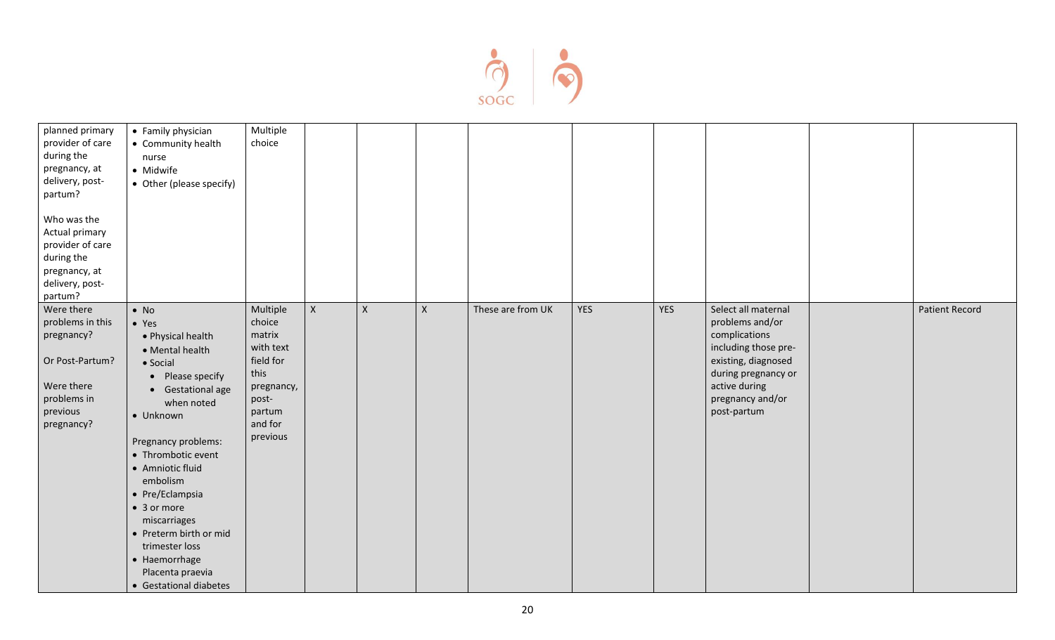| | | | | | | | | | | |
|---|---|---|---|---|---|---|---|---|---|---|
| planned primary provider of care during the pregnancy, at delivery, post-partum?<br><br>Who was the Actual primary provider of care during the pregnancy, at delivery, post-partum? | • Family physician<br>• Community health nurse<br>• Midwife<br>• Other (please specify) | Multiple choice | | | | | | | | | |
| Were there problems in this pregnancy?<br><br>Or Post-Partum?<br><br>Were there problems in previous pregnancy? | • No<br>• Yes<br>  • Physical health<br>  • Mental health<br>  • Social<br>    • Please specify<br>    • Gestational age when noted<br>• Unknown<br><br>Pregnancy problems:<br>• Thrombotic event<br>• Amniotic fluid embolism<br>• Pre/Eclampsia<br>• 3 or more miscarriages<br>• Preterm birth or mid trimester loss<br>• Haemorrhage Placenta praevia<br>• Gestational diabetes | Multiple choice matrix with text field for this pregnancy, post-partum and for previous | X | X | X | These are from UK | YES | YES | Select all maternal problems and/or complications including those pre-existing, diagnosed during pregnancy or active during pregnancy and/or post-partum | | Patient Record |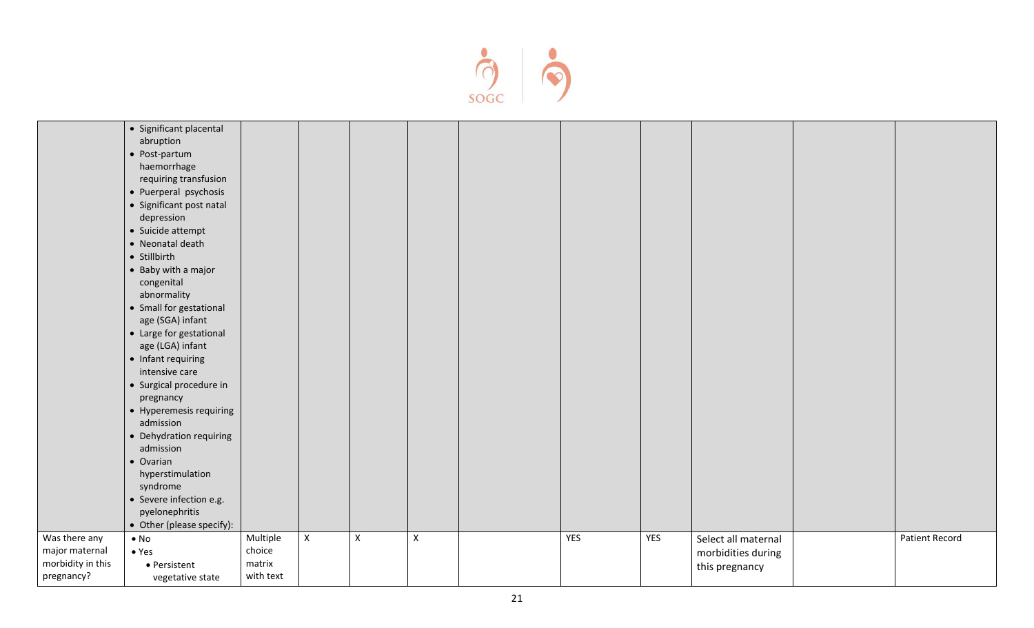| | | | | | | | | | | |
|---|---|---|---|---|---|---|---|---|---|---|
| | • Significant placental abruption<br>• Post-partum haemorrhage requiring transfusion<br>• Puerperal psychosis<br>• Significant post natal depression<br>• Suicide attempt<br>• Neonatal death<br>• Stillbirth<br>• Baby with a major congenital abnormality<br>• Small for gestational age (SGA) infant<br>• Large for gestational age (LGA) infant<br>• Infant requiring intensive care<br>• Surgical procedure in pregnancy<br>• Hyperemesis requiring admission<br>• Dehydration requiring admission<br>• Ovarian hyperstimulation syndrome<br>• Severe infection e.g. pyelonephritis<br>• Other (please specify): | | | | | | | | | |
| Was there any major maternal morbidity in this pregnancy? | • No<br>• Yes<br>• Persistent vegetative state | Multiple choice matrix with text | X | X | X | | YES | YES | Select all maternal morbidities during this pregnancy | | Patient Record |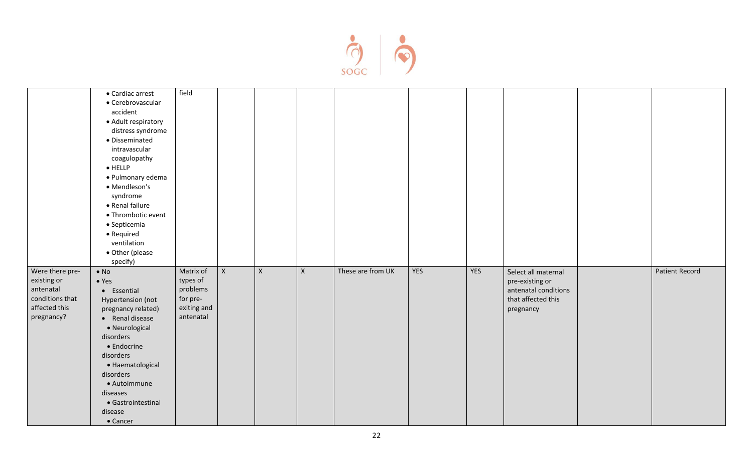| | | | | | | | | | | | |
|---|---|---|---|---|---|---|---|---|---|---|---|
| | • Cardiac arrest<br>• Cerebrovascular accident<br>• Adult respiratory distress syndrome<br>• Disseminated intravascular coagulopathy<br>• HELLP<br>• Pulmonary edema<br>• Mendleson's syndrome<br>• Renal failure<br>• Thrombotic event<br>• Septicemia<br>• Required ventilation<br>• Other (please specify) | field | | | | | | | | | |
| Were there pre-existing or antenatal conditions that affected this pregnancy? | • No<br>• Yes<br>• Essential Hypertension (not pregnancy related)<br>• Renal disease<br>• Neurological disorders<br>• Endocrine disorders<br>• Haematological disorders<br>• Autoimmune diseases<br>• Gastrointestinal disease<br>• Cancer | Matrix of types of problems for pre-exiting and antenatal | X | X | X | These are from UK | YES | YES | Select all maternal pre-existing or antenatal conditions that affected this pregnancy | | Patient Record |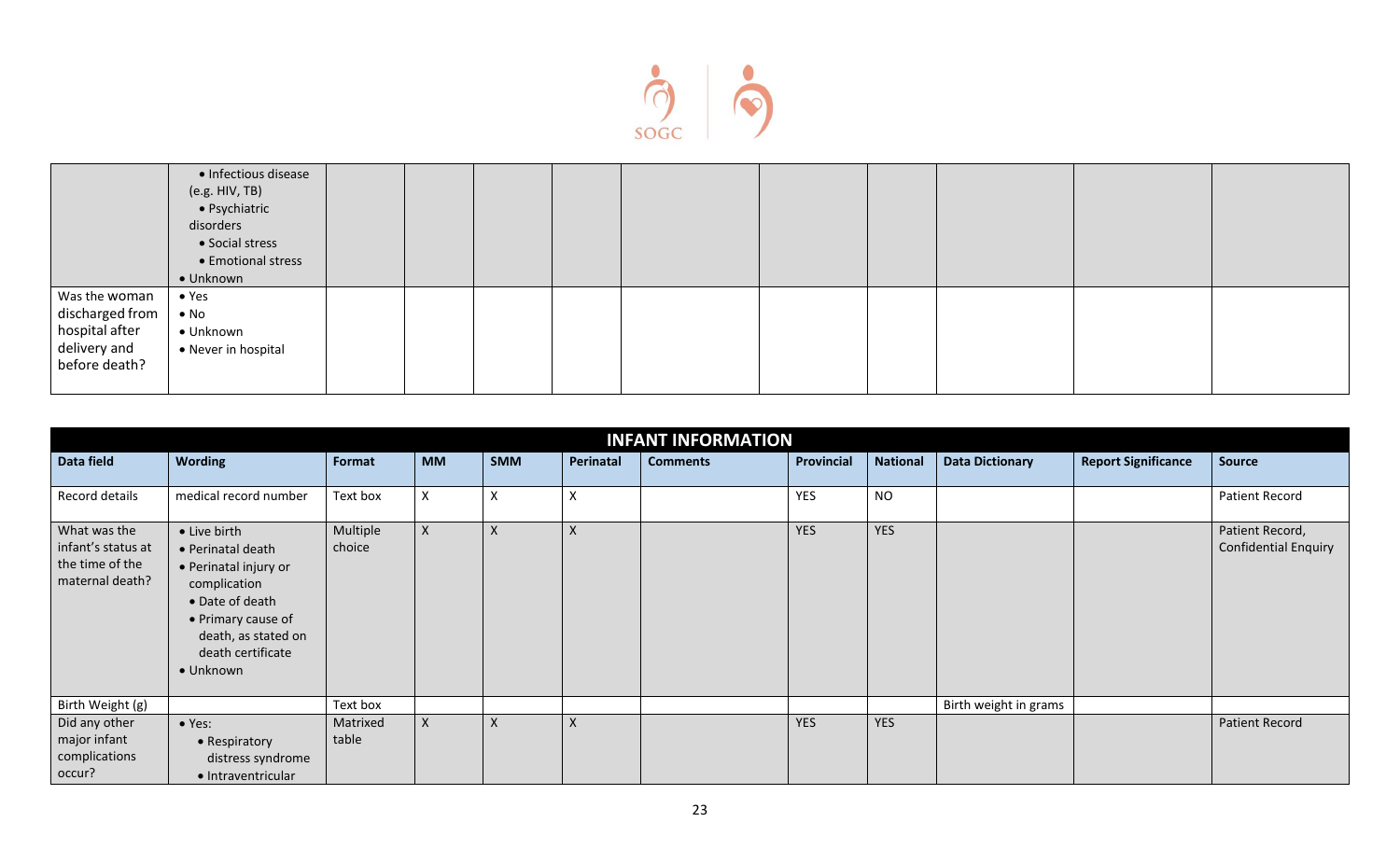| | | | | | | | | | | |
|---|---|---|---|---|---|---|---|---|---|---|
| | • Infectious disease (e.g. HIV, TB)<br>• Psychiatric disorders<br>• Social stress<br>• Emotional stress<br>• Unknown | | | | | | | | | |
| Was the woman discharged from hospital after delivery and before death? | • Yes<br>• No<br>• Unknown<br>• Never in hospital | | | | | | | | | |

| INFANT INFORMATION | | | | | | | | | | | |
|---|---|---|---|---|---|---|---|---|---|---|---|
| **Data field** | **Wording** | **Format** | **MM** | **SMM** | **Perinatal** | **Comments** | **Provincial** | **National** | **Data Dictionary** | **Report Significance** | **Source** |
| Record details | medical record number | Text box | X | X | X | | YES | NO | | | Patient Record |
| What was the infant's status at the time of the maternal death? | • Live birth<br>• Perinatal death<br>• Perinatal injury or complication<br>• Date of death<br>• Primary cause of death, as stated on death certificate<br>• Unknown | Multiple choice | X | X | X | | YES | YES | | | Patient Record, Confidential Enquiry |
| Birth Weight (g) | | Text box | | | | | | | Birth weight in grams | | |
| Did any other major infant complications occur? | • Yes:<br>• Respiratory distress syndrome<br>• Intraventricular | Matrixed table | X | X | X | | YES | YES | | | Patient Record |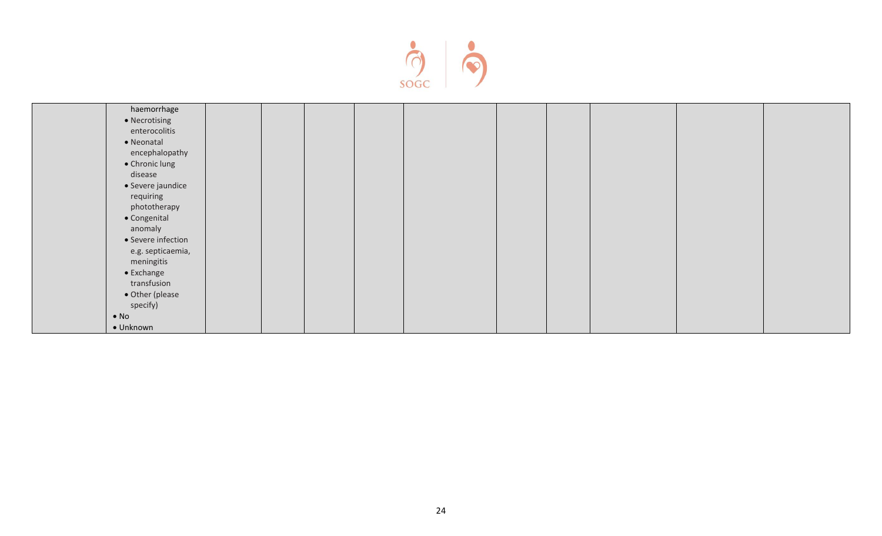| | | | | | | | | | | | |
|---|---|---|---|---|---|---|---|---|---|---|---|
| | haemorrhage<br>• Necrotising enterocolitis<br>• Neonatal encephalopathy<br>• Chronic lung disease<br>• Severe jaundice requiring phototherapy<br>• Congenital anomaly<br>• Severe infection e.g. septicaemia, meningitis<br>• Exchange transfusion<br>• Other (please specify)<br>• No<br>• Unknown | | | | | | | | | | |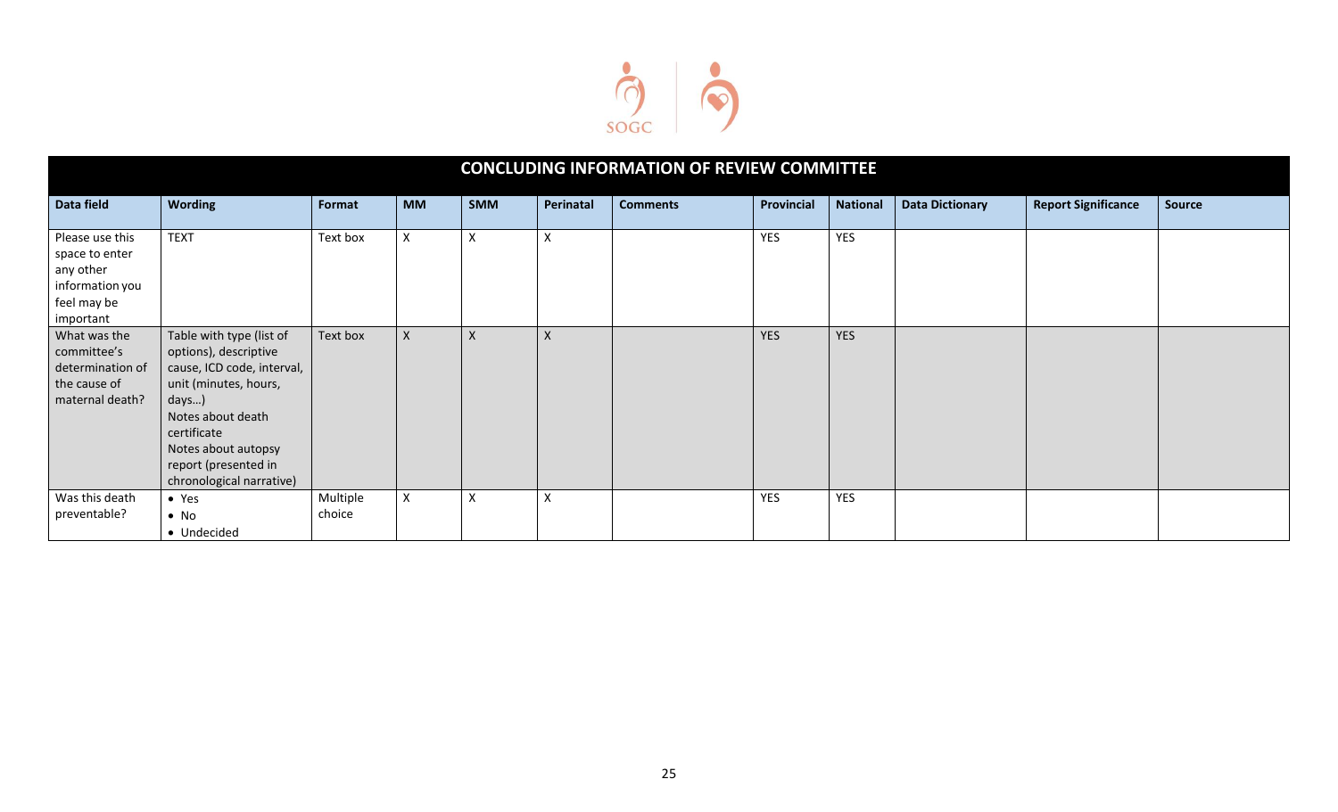## CONCLUDING INFORMATION OF REVIEW COMMITTEE

| Data field | Wording | Format | MM | SMM | Perinatal | Comments | Provincial | National | Data Dictionary | Report Significance | Source |
|---|---|---|---|---|---|---|---|---|---|---|---|
| Please use this space to enter any other information you feel may be important | TEXT | Text box | X | X | X | | YES | YES | | | |
| What was the committee's determination of the cause of maternal death? | Table with type (list of options), descriptive cause, ICD code, interval, unit (minutes, hours, days…)<br>Notes about death certificate<br>Notes about autopsy report (presented in chronological narrative) | Text box | X | X | X | | YES | YES | | | |
| Was this death preventable? | • Yes<br>• No<br>• Undecided | Multiple choice | X | X | X | | YES | YES | | | |